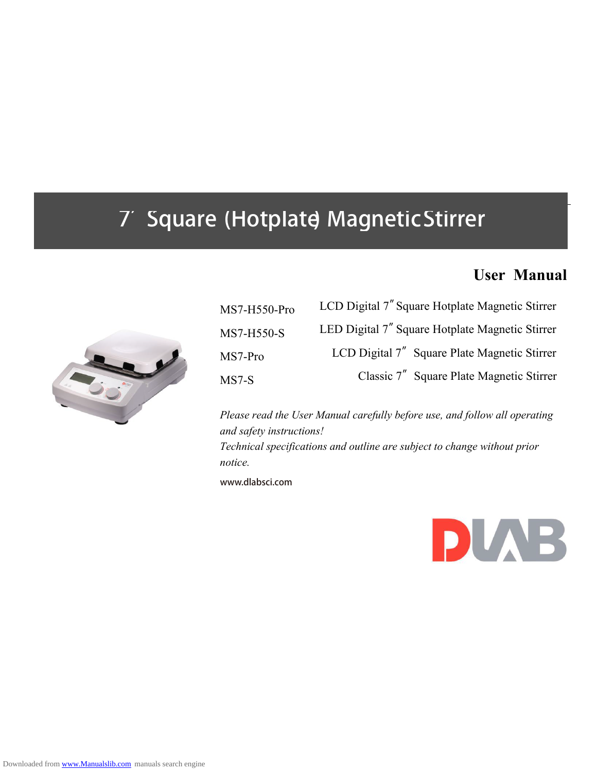# 7″ Square (Hotplate) Magnetic Stirrer

## User Manual

| | |
|---|---|
| MS7-H550-Pro | LCD Digital 7″ Square Hotplate Magnetic Stirrer |
| MS7-H550-S | LED Digital 7″ Square Hotplate Magnetic Stirrer |
| MS7-Pro | LCD Digital 7″ Square Plate Magnetic Stirrer |
| MS7-S | Classic 7″ Square Plate Magnetic Stirrer |

*Please read the User Manual carefully before use, and follow all operating and safety instructions!*
*Technical specifications and outline are subject to change without prior notice.*

www.dlabsci.com

DLAB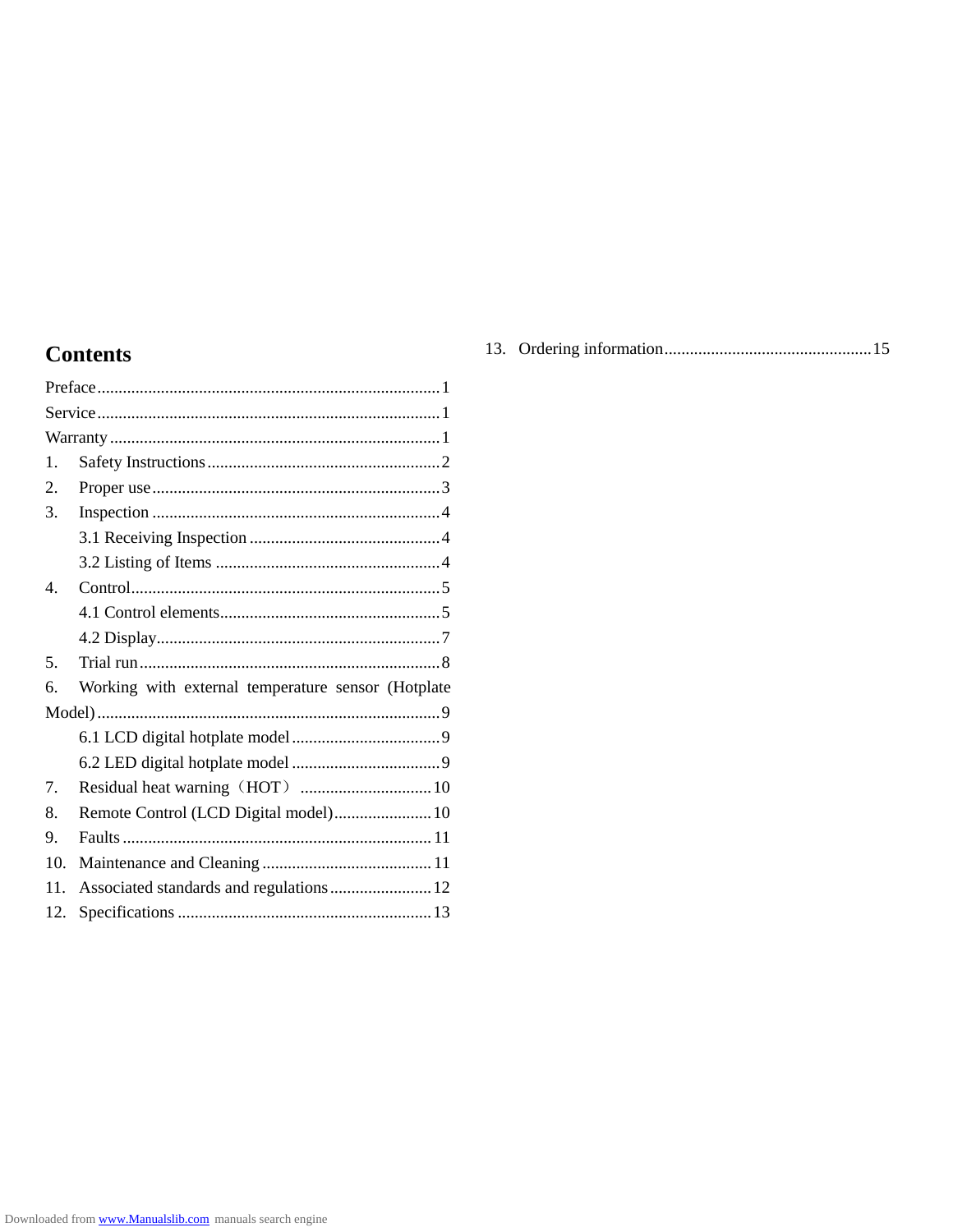# Contents

Preface................................................................................1
Service................................................................................1
Warranty.............................................................................1
1. Safety Instructions.......................................................2
2. Proper use...................................................................3
3. Inspection ...................................................................4
   3.1 Receiving Inspection .............................................4
   3.2 Listing of Items .....................................................4
4. Control........................................................................5
   4.1 Control elements....................................................5
   4.2 Display..................................................................7
5. Trial run......................................................................8
6. Working with external temperature sensor (Hotplate Model)...............................................................................9
   6.1 LCD digital hotplate model ...................................9
   6.2 LED digital hotplate model ...................................9
7. Residual heat warning（HOT） ...............................10
8. Remote Control (LCD Digital model).......................10
9. Faults ........................................................................11
10. Maintenance and Cleaning ........................................11
11. Associated standards and regulations........................12
12. Specifications ...........................................................13
13. Ordering information................................................15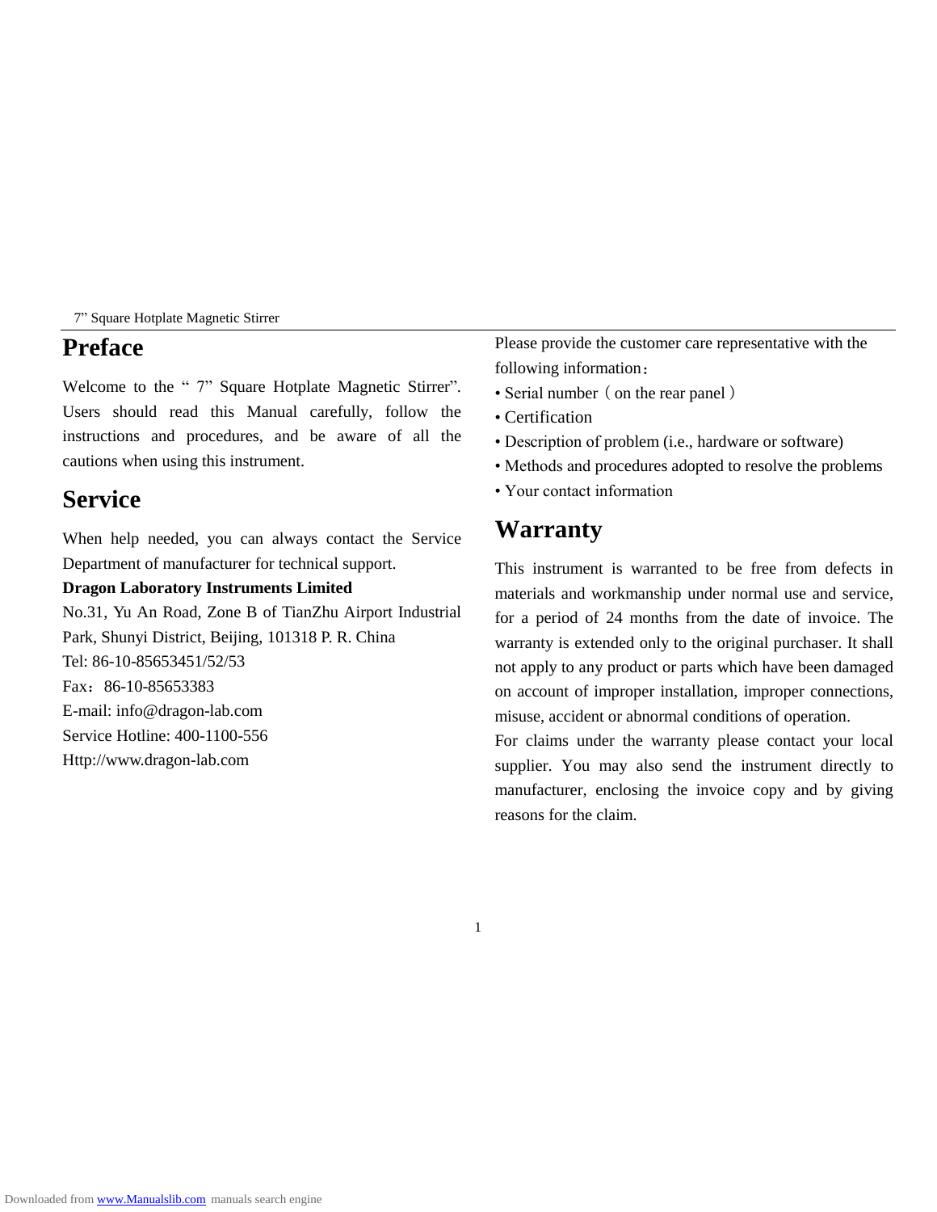# Preface

Welcome to the " 7" Square Hotplate Magnetic Stirrer". Users should read this Manual carefully, follow the instructions and procedures, and be aware of all the cautions when using this instrument.

# Service

When help needed, you can always contact the Service Department of manufacturer for technical support.

**Dragon Laboratory Instruments Limited**

No.31, Yu An Road, Zone B of TianZhu Airport Industrial Park, Shunyi District, Beijing, 101318 P. R. China

Tel: 86-10-85653451/52/53

Fax：86-10-85653383

E-mail: info@dragon-lab.com

Service Hotline: 400-1100-556

Http://www.dragon-lab.com

Please provide the customer care representative with the following information：

- Serial number（on the rear panel）
- Certification
- Description of problem (i.e., hardware or software)
- Methods and procedures adopted to resolve the problems
- Your contact information

# Warranty

This instrument is warranted to be free from defects in materials and workmanship under normal use and service, for a period of 24 months from the date of invoice. The warranty is extended only to the original purchaser. It shall not apply to any product or parts which have been damaged on account of improper installation, improper connections, misuse, accident or abnormal conditions of operation.

For claims under the warranty please contact your local supplier. You may also send the instrument directly to manufacturer, enclosing the invoice copy and by giving reasons for the claim.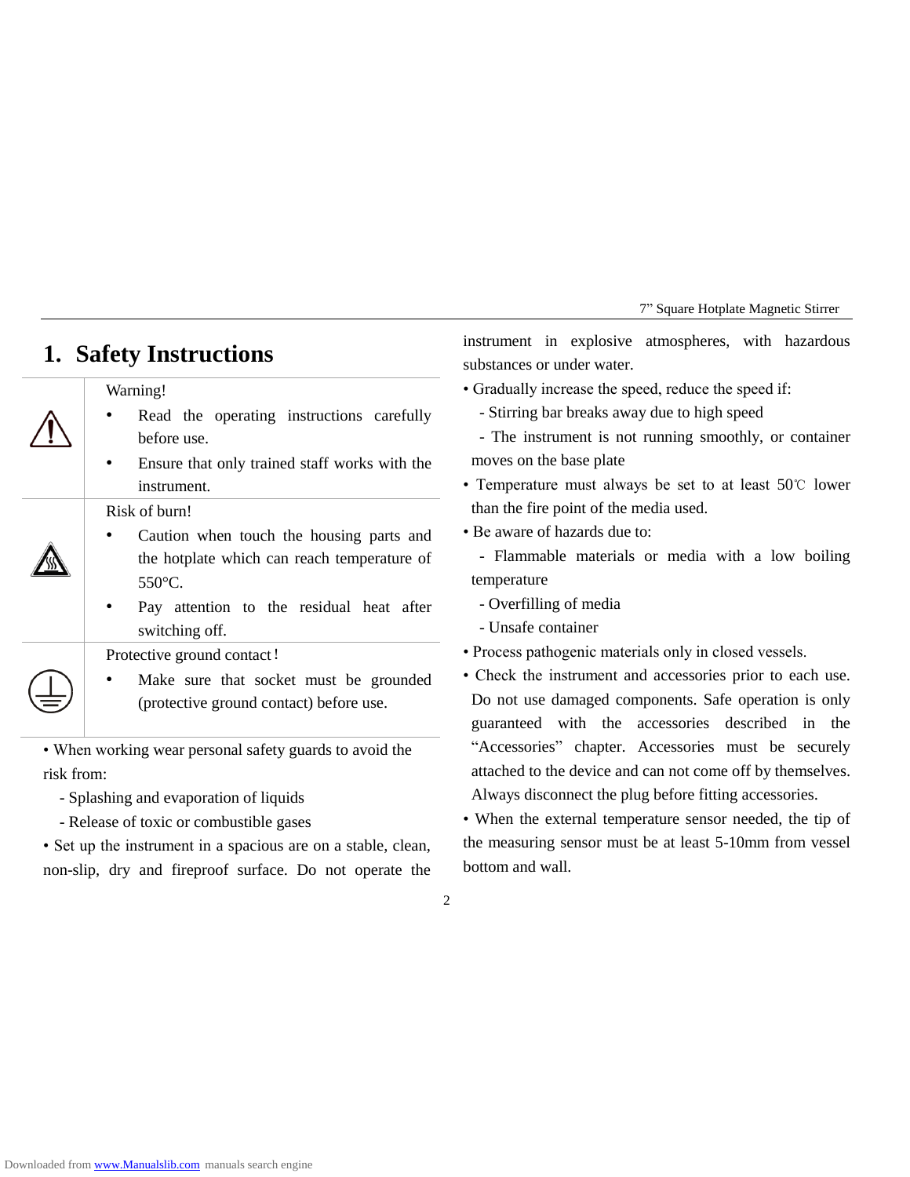# 1. Safety Instructions

| | |
|---|---|
| ⚠ | Warning!<br>• Read the operating instructions carefully before use.<br>• Ensure that only trained staff works with the instrument. |
| ⚠ | Risk of burn!<br>• Caution when touch the housing parts and the hotplate which can reach temperature of 550°C.<br>• Pay attention to the residual heat after switching off. |
| ⏚ | Protective ground contact！<br>• Make sure that socket must be grounded (protective ground contact) before use. |

• When working wear personal safety guards to avoid the risk from:

- Splashing and evaporation of liquids
- Release of toxic or combustible gases

• Set up the instrument in a spacious are on a stable, clean, non-slip, dry and fireproof surface. Do not operate the instrument in explosive atmospheres, with hazardous substances or under water.

• Gradually increase the speed, reduce the speed if:

- Stirring bar breaks away due to high speed
- The instrument is not running smoothly, or container moves on the base plate

• Temperature must always be set to at least 50℃ lower than the fire point of the media used.

• Be aware of hazards due to:

- Flammable materials or media with a low boiling temperature
- Overfilling of media
- Unsafe container

• Process pathogenic materials only in closed vessels.

• Check the instrument and accessories prior to each use. Do not use damaged components. Safe operation is only guaranteed with the accessories described in the "Accessories" chapter. Accessories must be securely attached to the device and can not come off by themselves. Always disconnect the plug before fitting accessories.

• When the external temperature sensor needed, the tip of the measuring sensor must be at least 5-10mm from vessel bottom and wall.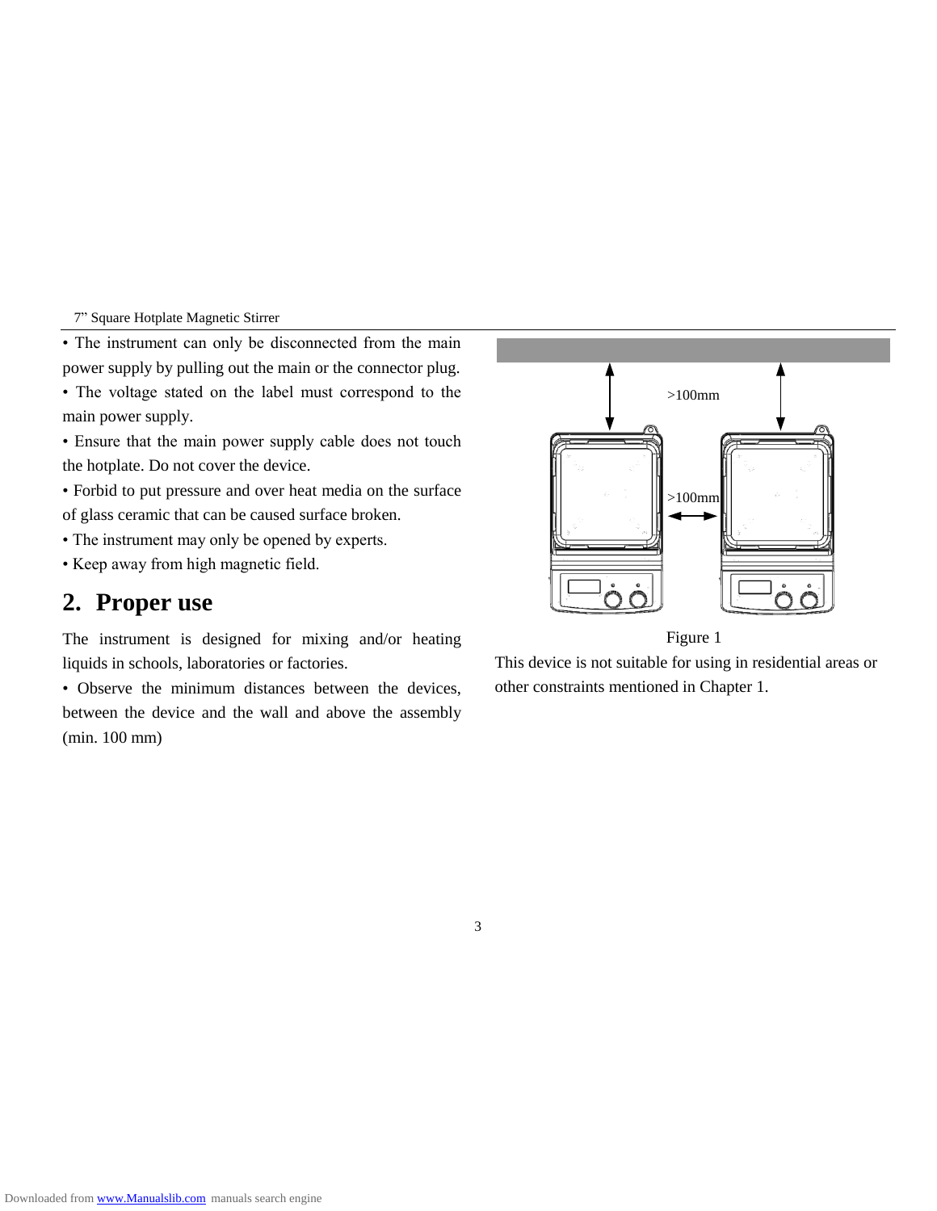• The instrument can only be disconnected from the main power supply by pulling out the main or the connector plug.

• The voltage stated on the label must correspond to the main power supply.

• Ensure that the main power supply cable does not touch the hotplate. Do not cover the device.

• Forbid to put pressure and over heat media on the surface of glass ceramic that can be caused surface broken.

• The instrument may only be opened by experts.

• Keep away from high magnetic field.

## 2. Proper use

The instrument is designed for mixing and/or heating liquids in schools, laboratories or factories.

• Observe the minimum distances between the devices, between the device and the wall and above the assembly (min. 100 mm)

>100mm

>100mm

Figure 1

This device is not suitable for using in residential areas or other constraints mentioned in Chapter 1.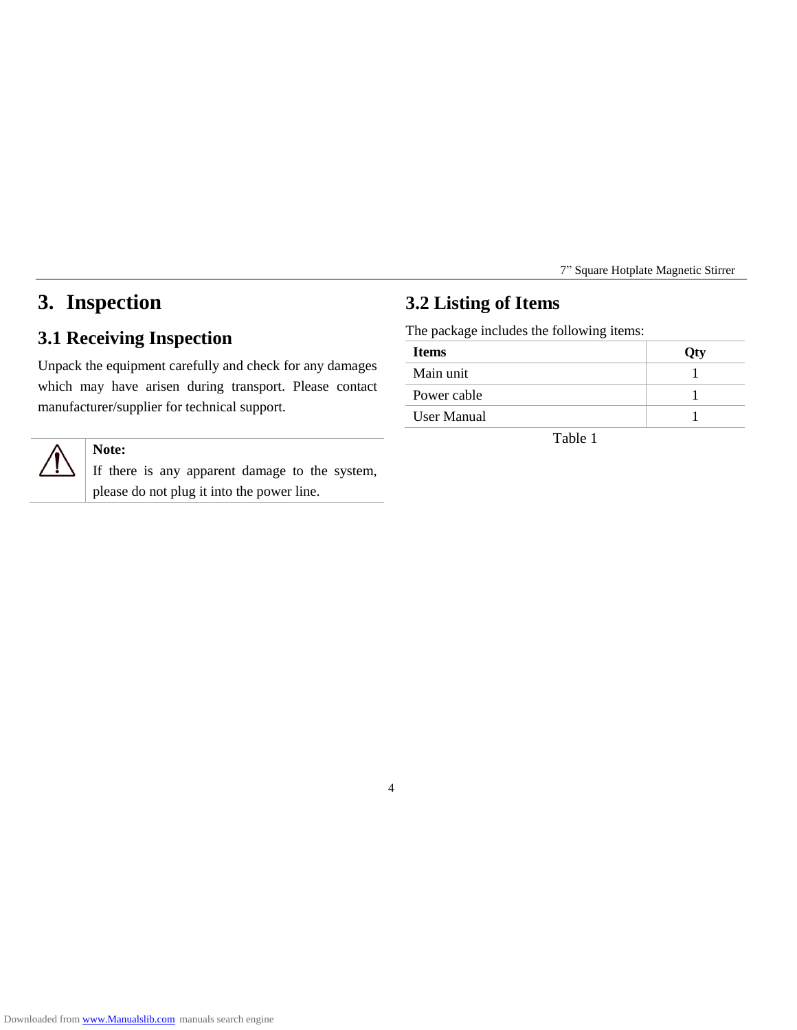# 3. Inspection

## 3.1 Receiving Inspection

Unpack the equipment carefully and check for any damages which may have arisen during transport. Please contact manufacturer/supplier for technical support.

**Note:**
If there is any apparent damage to the system, please do not plug it into the power line.

## 3.2 Listing of Items

The package includes the following items:

| Items | Qty |
|---|---|
| Main unit | 1 |
| Power cable | 1 |
| User Manual | 1 |

Table 1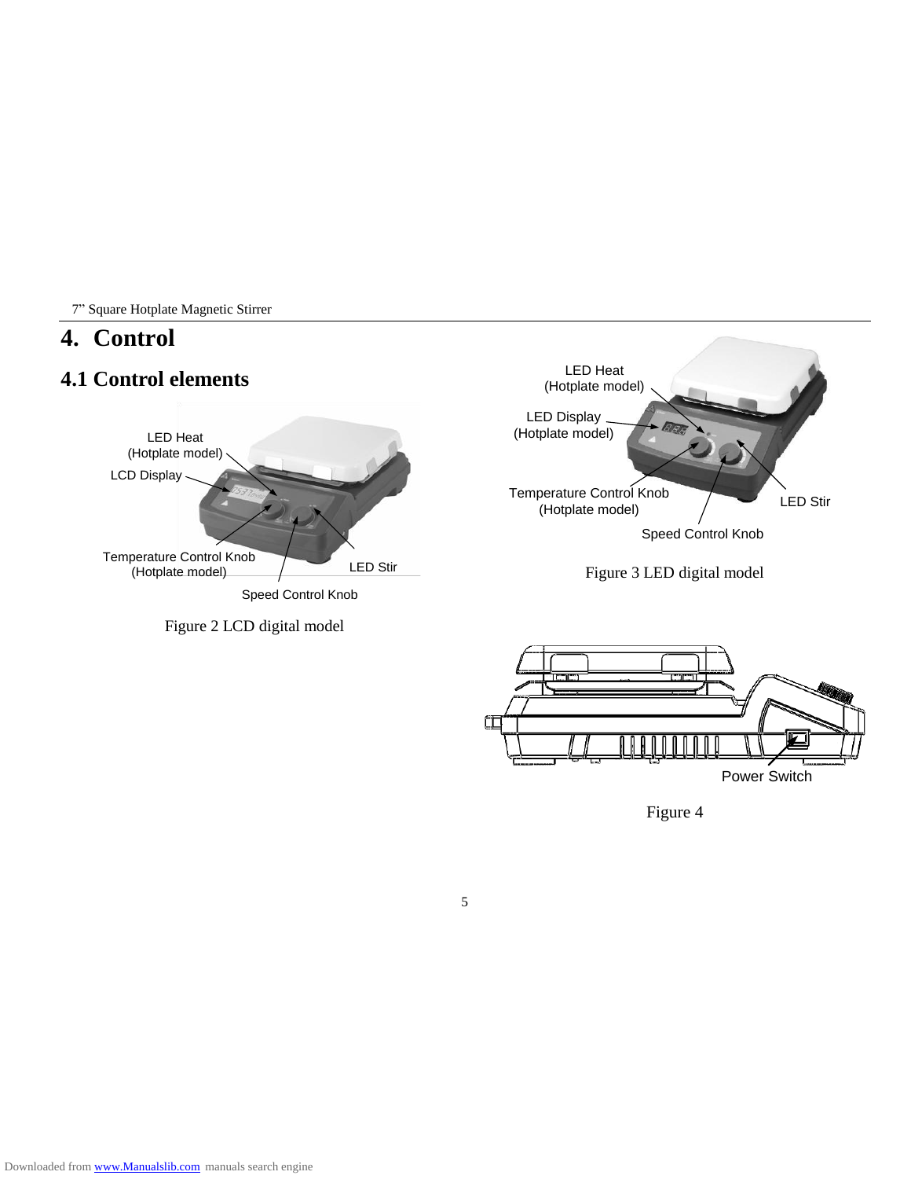# 4. Control

## 4.1 Control elements

LED Heat (Hotplate model)

LCD Display

Temperature Control Knob (Hotplate model)

LED Stir

Speed Control Knob

Figure 2 LCD digital model

LED Heat (Hotplate model)

LED Display (Hotplate model)

Temperature Control Knob (Hotplate model)

LED Stir

Speed Control Knob

Figure 3 LED digital model

Power Switch

Figure 4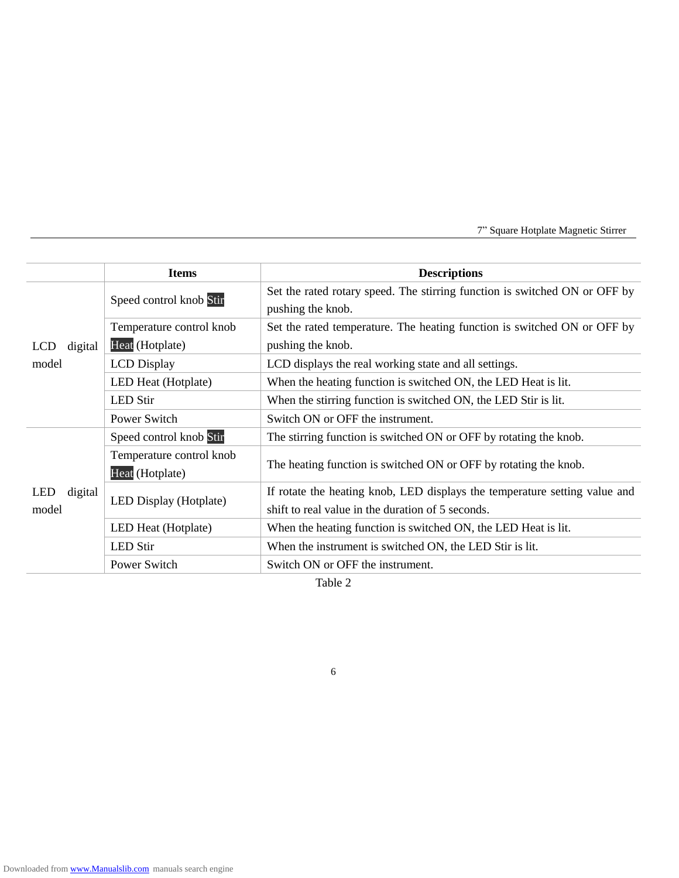| | Items | Descriptions |
|---|---|---|
| LCD digital model | Speed control knob Stir | Set the rated rotary speed. The stirring function is switched ON or OFF by pushing the knob. |
| | Temperature control knob Heat (Hotplate) | Set the rated temperature. The heating function is switched ON or OFF by pushing the knob. |
| | LCD Display | LCD displays the real working state and all settings. |
| | LED Heat (Hotplate) | When the heating function is switched ON, the LED Heat is lit. |
| | LED Stir | When the stirring function is switched ON, the LED Stir is lit. |
| | Power Switch | Switch ON or OFF the instrument. |
| LED digital model | Speed control knob Stir | The stirring function is switched ON or OFF by rotating the knob. |
| | Temperature control knob Heat (Hotplate) | The heating function is switched ON or OFF by rotating the knob. |
| | LED Display (Hotplate) | If rotate the heating knob, LED displays the temperature setting value and shift to real value in the duration of 5 seconds. |
| | LED Heat (Hotplate) | When the heating function is switched ON, the LED Heat is lit. |
| | LED Stir | When the instrument is switched ON, the LED Stir is lit. |
| | Power Switch | Switch ON or OFF the instrument. |

Table 2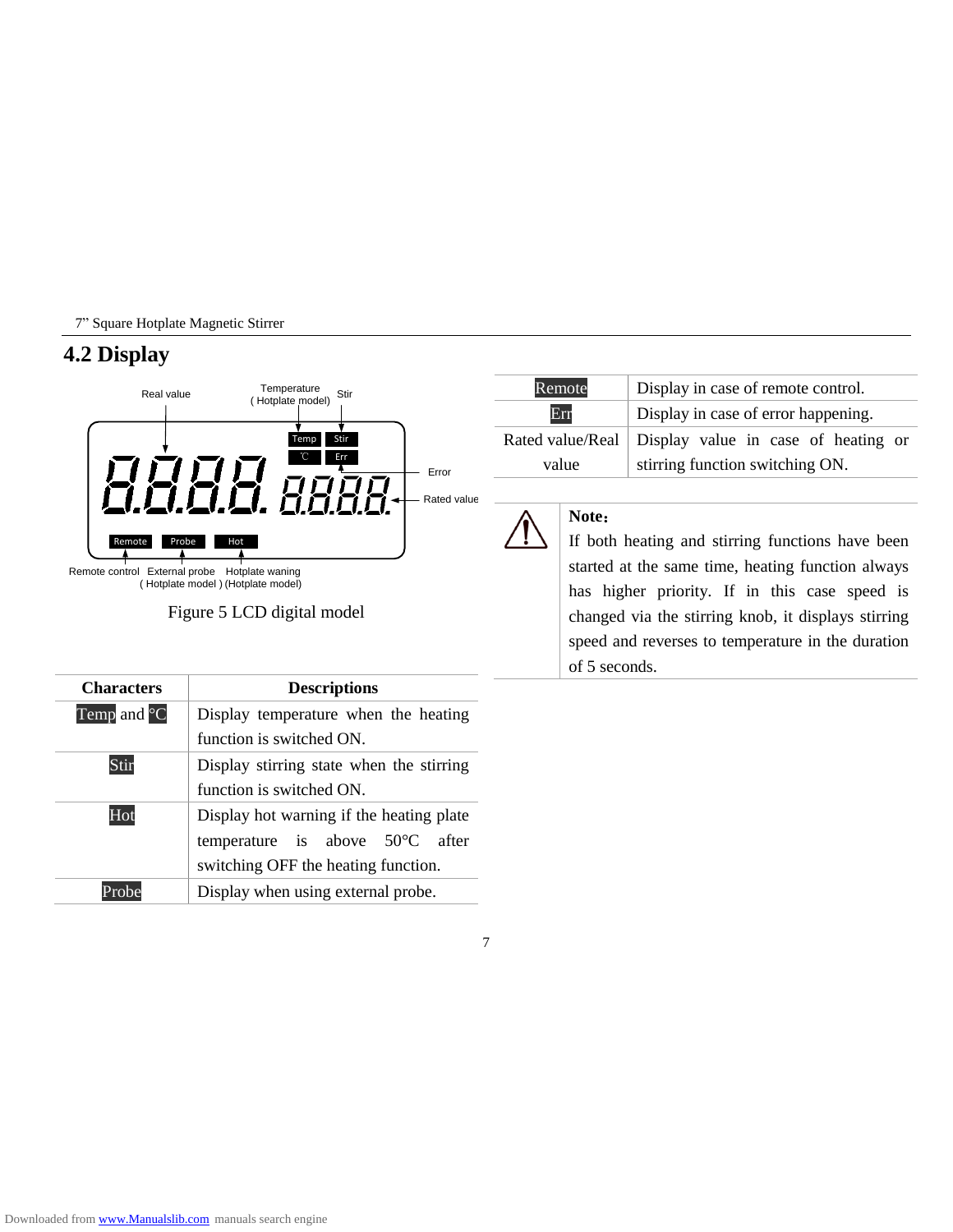## 4.2 Display

Real value | Temperature (Hotplate model) | Stir | Error | Rated value | Remote control | External probe (Hotplate model) | Hotplate waning (Hotplate model)

Figure 5 LCD digital model

| Characters | Descriptions |
|---|---|
| Temp and °C | Display temperature when the heating function is switched ON. |
| Stir | Display stirring state when the stirring function is switched ON. |
| Hot | Display hot warning if the heating plate temperature is above 50°C after switching OFF the heating function. |
| Probe | Display when using external probe. |
| Remote | Display in case of remote control. |
| Err | Display in case of error happening. |
| Rated value/Real value | Display value in case of heating or stirring function switching ON. |

**Note：**
If both heating and stirring functions have been started at the same time, heating function always has higher priority. If in this case speed is changed via the stirring knob, it displays stirring speed and reverses to temperature in the duration of 5 seconds.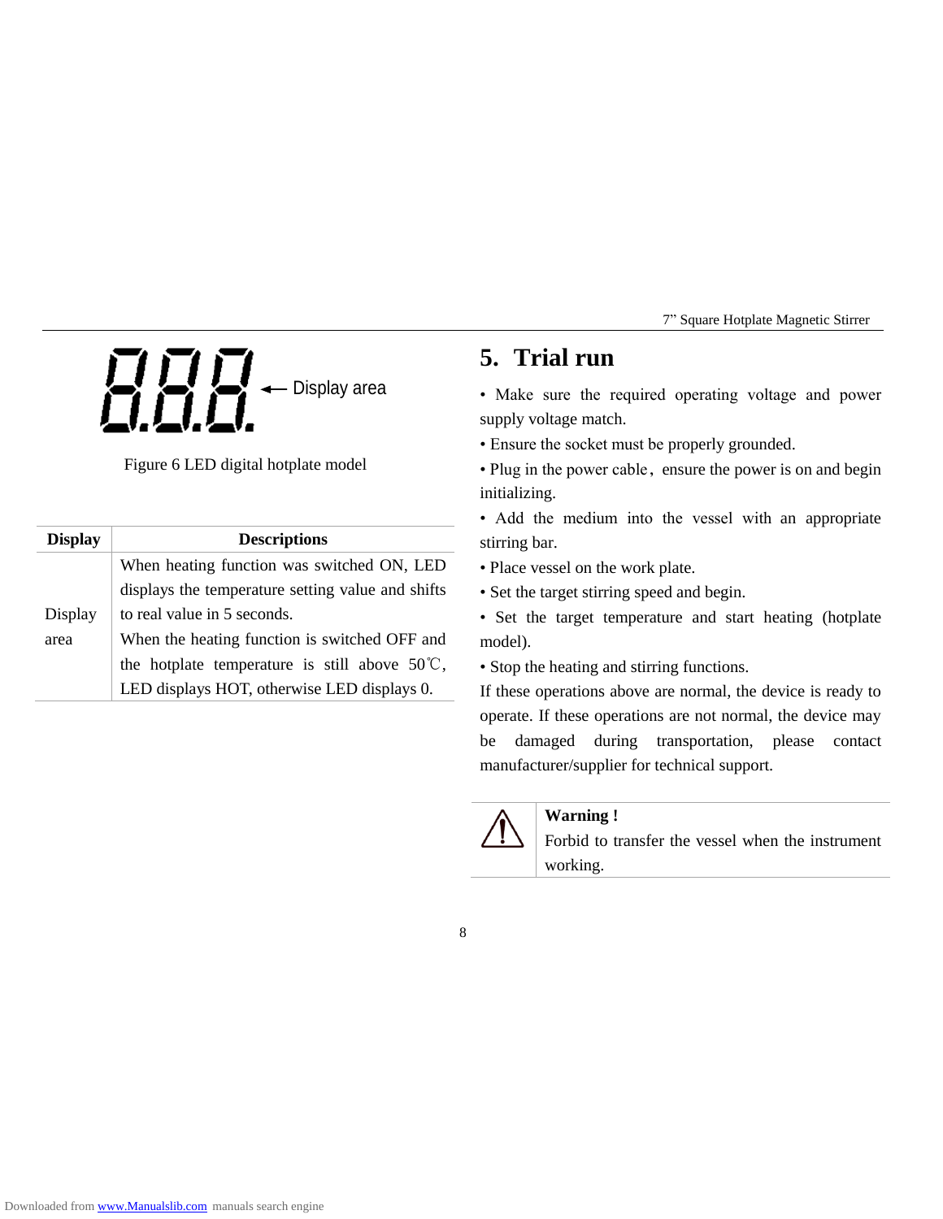Display area

Figure 6 LED digital hotplate model

| Display | Descriptions |
|---|---|
| Display area | When heating function was switched ON, LED displays the temperature setting value and shifts to real value in 5 seconds. When the heating function is switched OFF and the hotplate temperature is still above 50℃, LED displays HOT, otherwise LED displays 0. |

# 5. Trial run

- Make sure the required operating voltage and power supply voltage match.
- Ensure the socket must be properly grounded.
- Plug in the power cable，ensure the power is on and begin initializing.
- Add the medium into the vessel with an appropriate stirring bar.
- Place vessel on the work plate.
- Set the target stirring speed and begin.
- Set the target temperature and start heating (hotplate model).
- Stop the heating and stirring functions.

If these operations above are normal, the device is ready to operate. If these operations are not normal, the device may be damaged during transportation, please contact manufacturer/supplier for technical support.

**Warning !**

Forbid to transfer the vessel when the instrument working.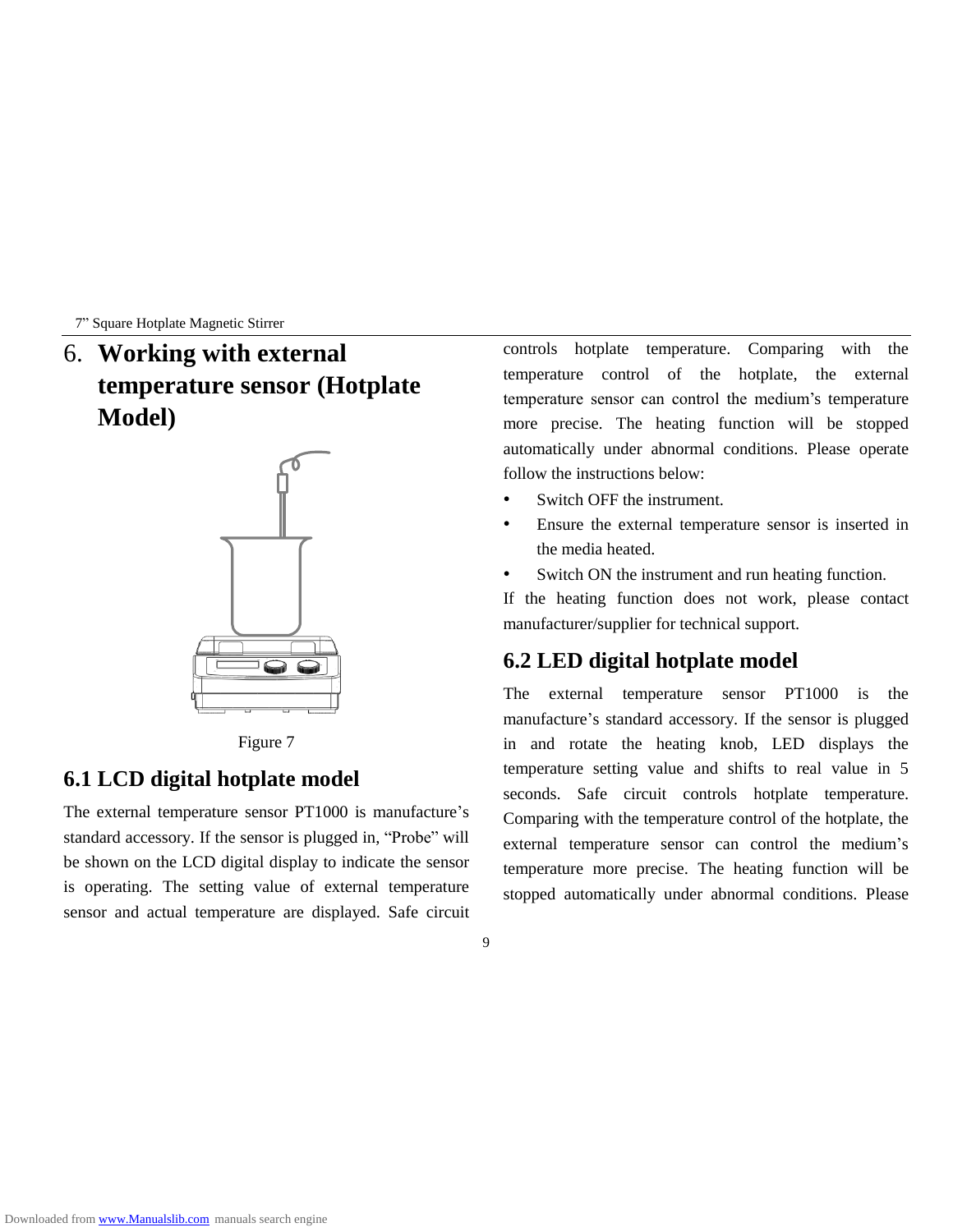# 6. Working with external temperature sensor (Hotplate Model)

Figure 7

## 6.1 LCD digital hotplate model

The external temperature sensor PT1000 is manufacture's standard accessory. If the sensor is plugged in, "Probe" will be shown on the LCD digital display to indicate the sensor is operating. The setting value of external temperature sensor and actual temperature are displayed. Safe circuit controls hotplate temperature. Comparing with the temperature control of the hotplate, the external temperature sensor can control the medium's temperature more precise. The heating function will be stopped automatically under abnormal conditions. Please operate follow the instructions below:

- Switch OFF the instrument.
- Ensure the external temperature sensor is inserted in the media heated.
- Switch ON the instrument and run heating function.

If the heating function does not work, please contact manufacturer/supplier for technical support.

## 6.2 LED digital hotplate model

The external temperature sensor PT1000 is the manufacture's standard accessory. If the sensor is plugged in and rotate the heating knob, LED displays the temperature setting value and shifts to real value in 5 seconds. Safe circuit controls hotplate temperature. Comparing with the temperature control of the hotplate, the external temperature sensor can control the medium's temperature more precise. The heating function will be stopped automatically under abnormal conditions. Please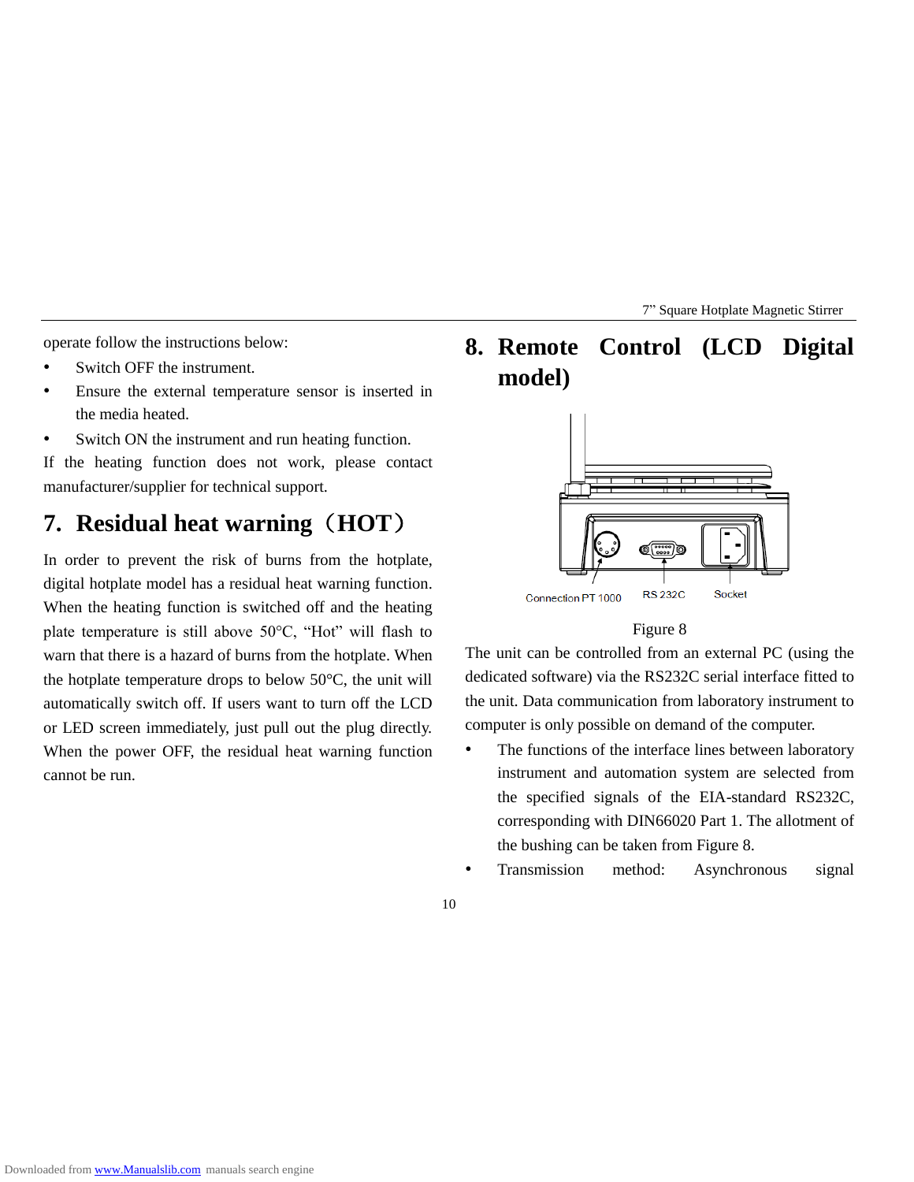operate follow the instructions below:

- Switch OFF the instrument.
- Ensure the external temperature sensor is inserted in the media heated.
- Switch ON the instrument and run heating function.

If the heating function does not work, please contact manufacturer/supplier for technical support.

# 7. Residual heat warning（HOT）

In order to prevent the risk of burns from the hotplate, digital hotplate model has a residual heat warning function. When the heating function is switched off and the heating plate temperature is still above 50°C, "Hot" will flash to warn that there is a hazard of burns from the hotplate. When the hotplate temperature drops to below 50°C, the unit will automatically switch off. If users want to turn off the LCD or LED screen immediately, just pull out the plug directly. When the power OFF, the residual heat warning function cannot be run.

# 8. Remote Control (LCD Digital model)

Connection PT 1000 RS 232C Socket

Figure 8

The unit can be controlled from an external PC (using the dedicated software) via the RS232C serial interface fitted to the unit. Data communication from laboratory instrument to computer is only possible on demand of the computer.

- The functions of the interface lines between laboratory instrument and automation system are selected from the specified signals of the EIA-standard RS232C, corresponding with DIN66020 Part 1. The allotment of the bushing can be taken from Figure 8.
- Transmission method: Asynchronous signal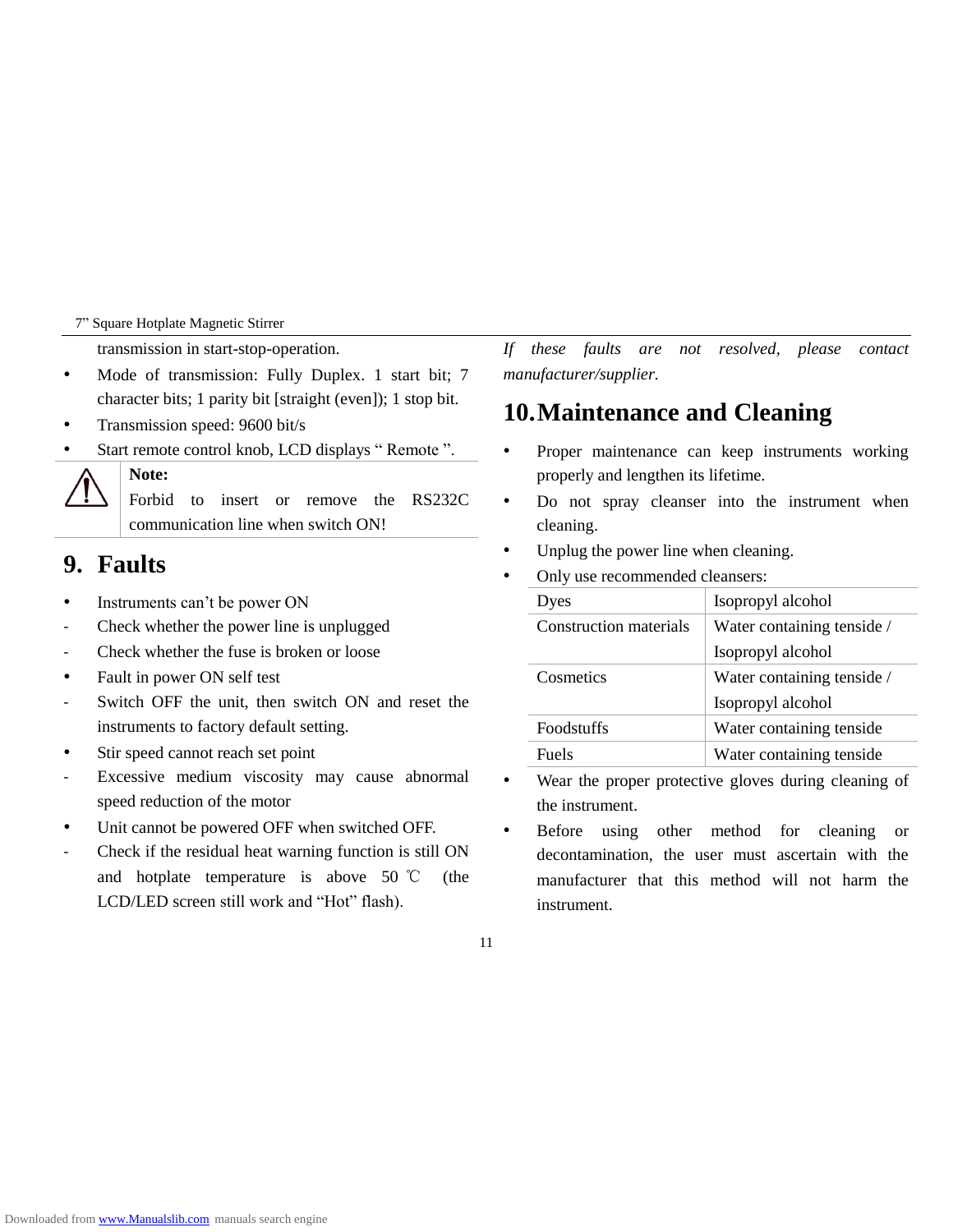transmission in start-stop-operation.

- Mode of transmission: Fully Duplex. 1 start bit; 7 character bits; 1 parity bit [straight (even]); 1 stop bit.
- Transmission speed: 9600 bit/s
- Start remote control knob, LCD displays " Remote ".

> **Note:**
> Forbid to insert or remove the RS232C communication line when switch ON!

## 9. Faults

- Instruments can't be power ON
  - Check whether the power line is unplugged
  - Check whether the fuse is broken or loose
- Fault in power ON self test
  - Switch OFF the unit, then switch ON and reset the instruments to factory default setting.
- Stir speed cannot reach set point
  - Excessive medium viscosity may cause abnormal speed reduction of the motor
- Unit cannot be powered OFF when switched OFF.
  - Check if the residual heat warning function is still ON and hotplate temperature is above 50 ℃ (the LCD/LED screen still work and "Hot" flash).

*If these faults are not resolved, please contact manufacturer/supplier.*

## 10. Maintenance and Cleaning

- Proper maintenance can keep instruments working properly and lengthen its lifetime.
- Do not spray cleanser into the instrument when cleaning.
- Unplug the power line when cleaning.
- Only use recommended cleansers:

| Dyes | Isopropyl alcohol |
|---|---|
| Construction materials | Water containing tenside / Isopropyl alcohol |
| Cosmetics | Water containing tenside / Isopropyl alcohol |
| Foodstuffs | Water containing tenside |
| Fuels | Water containing tenside |

- Wear the proper protective gloves during cleaning of the instrument.
- Before using other method for cleaning or decontamination, the user must ascertain with the manufacturer that this method will not harm the instrument.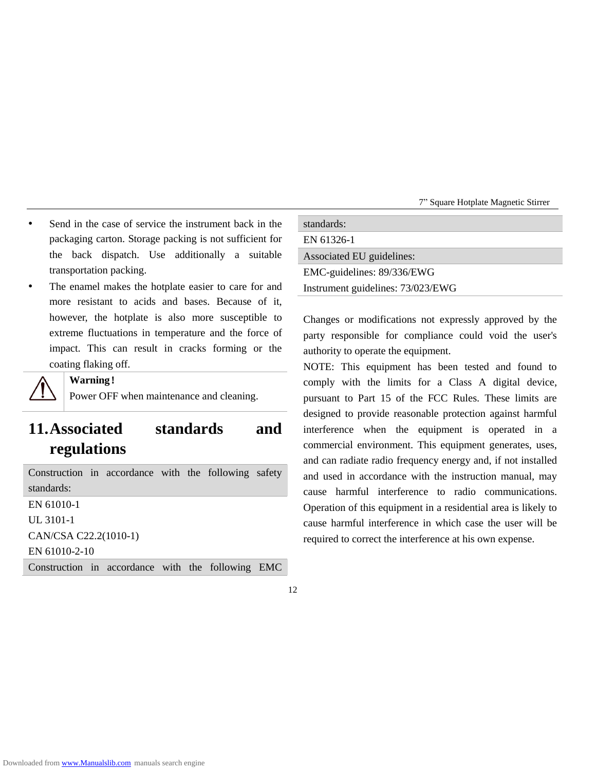- Send in the case of service the instrument back in the packaging carton. Storage packing is not sufficient for the back dispatch. Use additionally a suitable transportation packing.
- The enamel makes the hotplate easier to care for and more resistant to acids and bases. Because of it, however, the hotplate is also more susceptible to extreme fluctuations in temperature and the force of impact. This can result in cracks forming or the coating flaking off.

**Warning!**
Power OFF when maintenance and cleaning.

## 11. Associated standards and regulations

| Construction in accordance with the following safety standards: |
| --- |
| EN 61010-1 |
| UL 3101-1 |
| CAN/CSA C22.2(1010-1) |
| EN 61010-2-10 |
| **Construction in accordance with the following EMC standards:** |
| EN 61326-1 |
| **Associated EU guidelines:** |
| EMC-guidelines: 89/336/EWG |
| Instrument guidelines: 73/023/EWG |

Changes or modifications not expressly approved by the party responsible for compliance could void the user's authority to operate the equipment.

NOTE: This equipment has been tested and found to comply with the limits for a Class A digital device, pursuant to Part 15 of the FCC Rules. These limits are designed to provide reasonable protection against harmful interference when the equipment is operated in a commercial environment. This equipment generates, uses, and can radiate radio frequency energy and, if not installed and used in accordance with the instruction manual, may cause harmful interference to radio communications. Operation of this equipment in a residential area is likely to cause harmful interference in which case the user will be required to correct the interference at his own expense.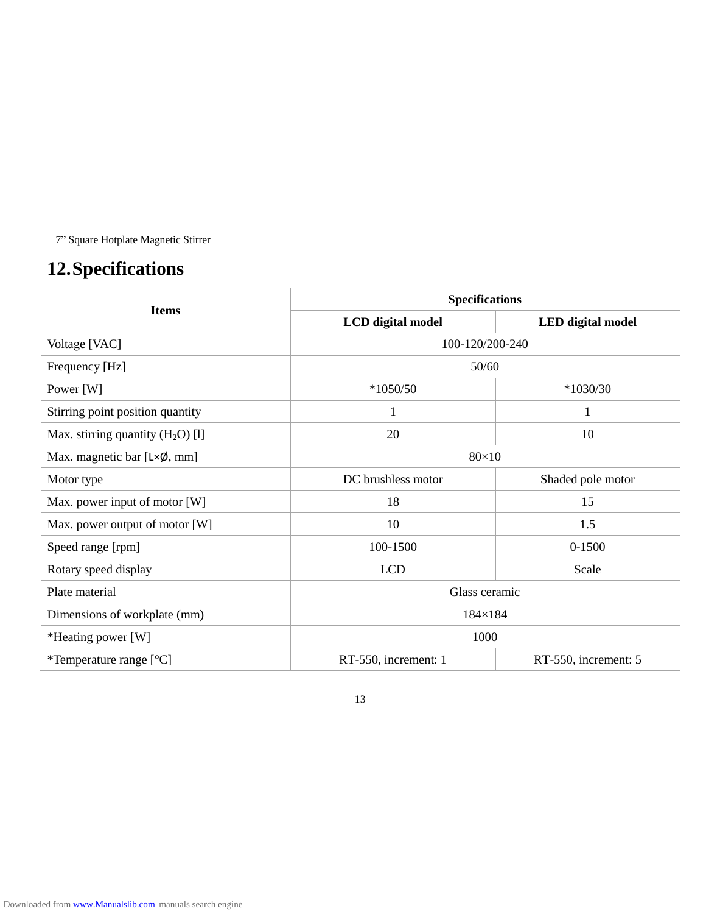## 12. Specifications

| Items | Specifications | |
|---|---|---|
| | LCD digital model | LED digital model |
| Voltage [VAC] | 100-120/200-240 | |
| Frequency [Hz] | 50/60 | |
| Power [W] | *1050/50 | *1030/30 |
| Stirring point position quantity | 1 | 1 |
| Max. stirring quantity ($H_2O$) [l] | 20 | 10 |
| Max. magnetic bar [L×Ø, mm] | 80×10 | |
| Motor type | DC brushless motor | Shaded pole motor |
| Max. power input of motor [W] | 18 | 15 |
| Max. power output of motor [W] | 10 | 1.5 |
| Speed range [rpm] | 100-1500 | 0-1500 |
| Rotary speed display | LCD | Scale |
| Plate material | Glass ceramic | |
| Dimensions of workplate (mm) | 184×184 | |
| *Heating power [W] | 1000 | |
| *Temperature range [°C] | RT-550, increment: 1 | RT-550, increment: 5 |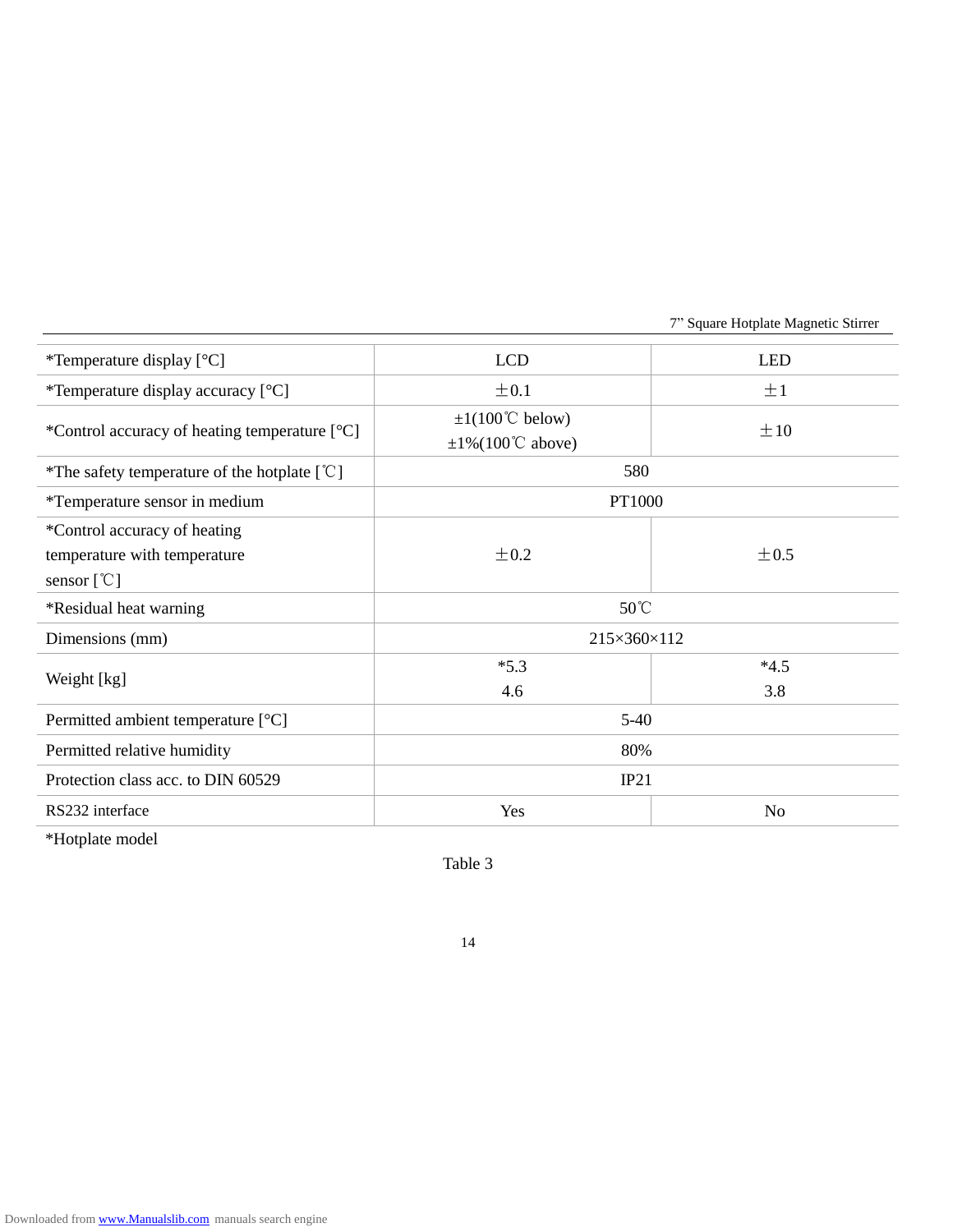| *Temperature display [°C] | LCD | LED |
|---|---|---|
| *Temperature display accuracy [°C] | ±0.1 | ±1 |
| *Control accuracy of heating temperature [°C] | ±1(100℃ below)<br>±1%(100℃ above) | ±10 |
| *The safety temperature of the hotplate [℃] | 580 | |
| *Temperature sensor in medium | PT1000 | |
| *Control accuracy of heating temperature with temperature sensor [℃] | ±0.2 | ±0.5 |
| *Residual heat warning | 50℃ | |
| Dimensions (mm) | 215×360×112 | |
| Weight [kg] | *5.3<br>4.6 | *4.5<br>3.8 |
| Permitted ambient temperature [°C] | 5-40 | |
| Permitted relative humidity | 80% | |
| Protection class acc. to DIN 60529 | IP21 | |
| RS232 interface | Yes | No |

*Hotplate model

Table 3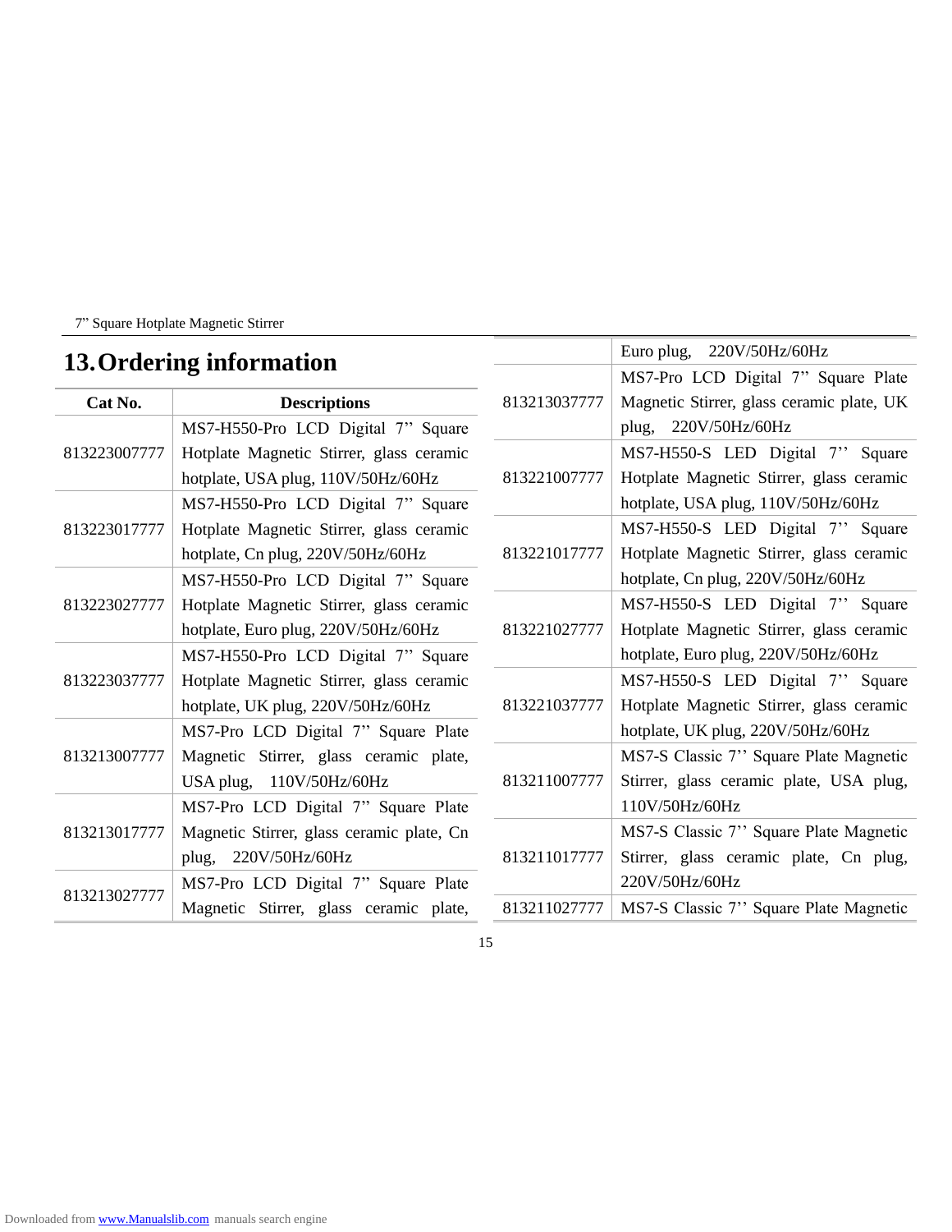## 13. Ordering information

| Cat No. | Descriptions |
|---|---|
| 813223007777 | MS7-H550-Pro LCD Digital 7" Square Hotplate Magnetic Stirrer, glass ceramic hotplate, USA plug, 110V/50Hz/60Hz |
| 813223017777 | MS7-H550-Pro LCD Digital 7" Square Hotplate Magnetic Stirrer, glass ceramic hotplate, Cn plug, 220V/50Hz/60Hz |
| 813223027777 | MS7-H550-Pro LCD Digital 7" Square Hotplate Magnetic Stirrer, glass ceramic hotplate, Euro plug, 220V/50Hz/60Hz |
| 813223037777 | MS7-H550-Pro LCD Digital 7" Square Hotplate Magnetic Stirrer, glass ceramic hotplate, UK plug, 220V/50Hz/60Hz |
| 813213007777 | MS7-Pro LCD Digital 7" Square Plate Magnetic Stirrer, glass ceramic plate, USA plug, 110V/50Hz/60Hz |
| 813213017777 | MS7-Pro LCD Digital 7" Square Plate Magnetic Stirrer, glass ceramic plate, Cn plug, 220V/50Hz/60Hz |
| 813213027777 | MS7-Pro LCD Digital 7" Square Plate Magnetic Stirrer, glass ceramic plate, Euro plug, 220V/50Hz/60Hz |
| 813213037777 | MS7-Pro LCD Digital 7" Square Plate Magnetic Stirrer, glass ceramic plate, UK plug, 220V/50Hz/60Hz |
| 813221007777 | MS7-H550-S LED Digital 7'' Square Hotplate Magnetic Stirrer, glass ceramic hotplate, USA plug, 110V/50Hz/60Hz |
| 813221017777 | MS7-H550-S LED Digital 7'' Square Hotplate Magnetic Stirrer, glass ceramic hotplate, Cn plug, 220V/50Hz/60Hz |
| 813221027777 | MS7-H550-S LED Digital 7'' Square Hotplate Magnetic Stirrer, glass ceramic hotplate, Euro plug, 220V/50Hz/60Hz |
| 813221037777 | MS7-H550-S LED Digital 7'' Square Hotplate Magnetic Stirrer, glass ceramic hotplate, UK plug, 220V/50Hz/60Hz |
| 813211007777 | MS7-S Classic 7'' Square Plate Magnetic Stirrer, glass ceramic plate, USA plug, 110V/50Hz/60Hz |
| 813211017777 | MS7-S Classic 7'' Square Plate Magnetic Stirrer, glass ceramic plate, Cn plug, 220V/50Hz/60Hz |
| 813211027777 | MS7-S Classic 7'' Square Plate Magnetic |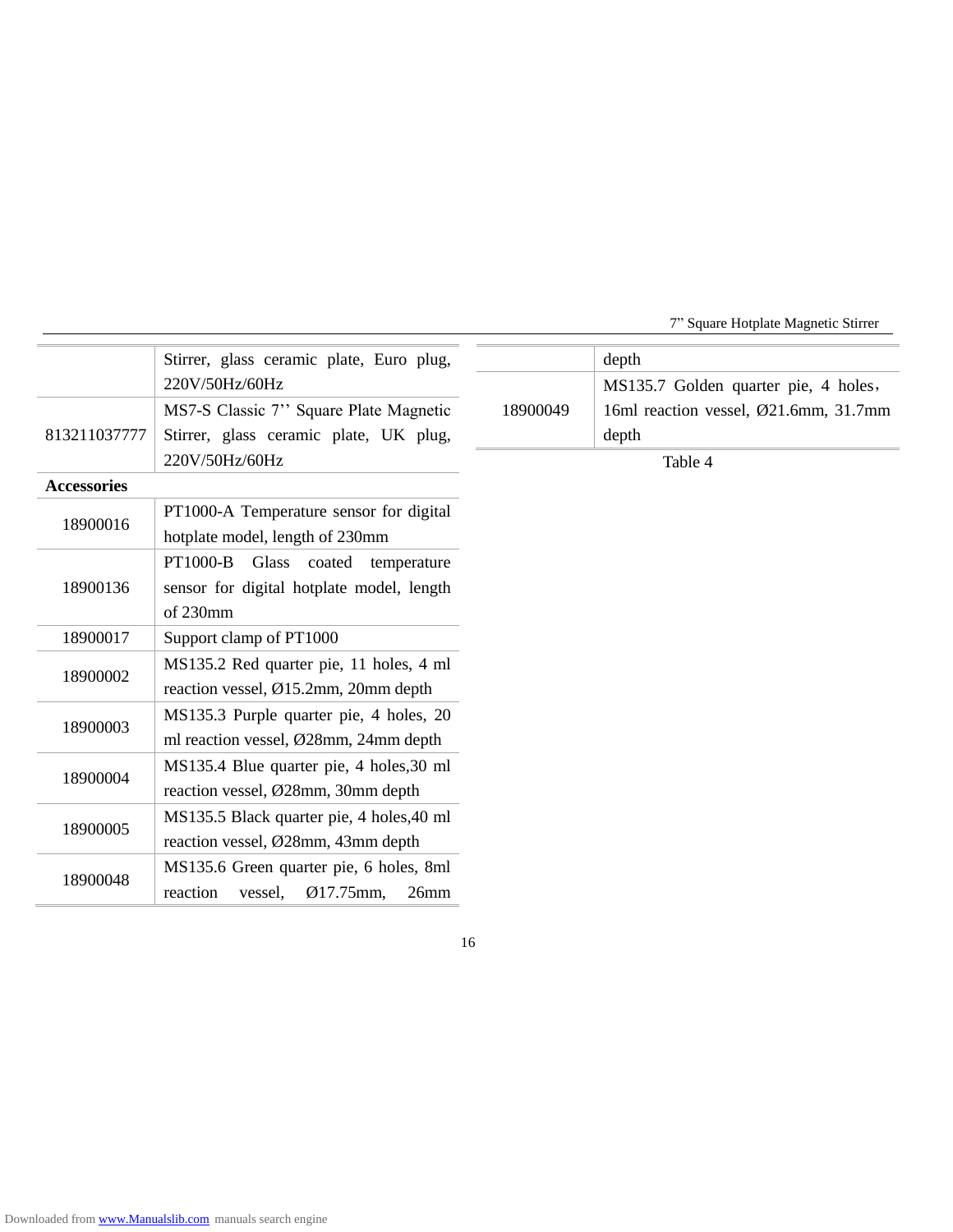| | |
|---|---|
| | Stirrer, glass ceramic plate, Euro plug, 220V/50Hz/60Hz |
| 813211037777 | MS7-S Classic 7'' Square Plate Magnetic Stirrer, glass ceramic plate, UK plug, 220V/50Hz/60Hz |
| **Accessories** | |
| 18900016 | PT1000-A Temperature sensor for digital hotplate model, length of 230mm |
| 18900136 | PT1000-B Glass coated temperature sensor for digital hotplate model, length of 230mm |
| 18900017 | Support clamp of PT1000 |
| 18900002 | MS135.2 Red quarter pie, 11 holes, 4 ml reaction vessel, Ø15.2mm, 20mm depth |
| 18900003 | MS135.3 Purple quarter pie, 4 holes, 20 ml reaction vessel, Ø28mm, 24mm depth |
| 18900004 | MS135.4 Blue quarter pie, 4 holes,30 ml reaction vessel, Ø28mm, 30mm depth |
| 18900005 | MS135.5 Black quarter pie, 4 holes,40 ml reaction vessel, Ø28mm, 43mm depth |
| 18900048 | MS135.6 Green quarter pie, 6 holes, 8ml reaction vessel, Ø17.75mm, 26mm depth |
| 18900049 | MS135.7 Golden quarter pie, 4 holes， 16ml reaction vessel, Ø21.6mm, 31.7mm depth |

Table 4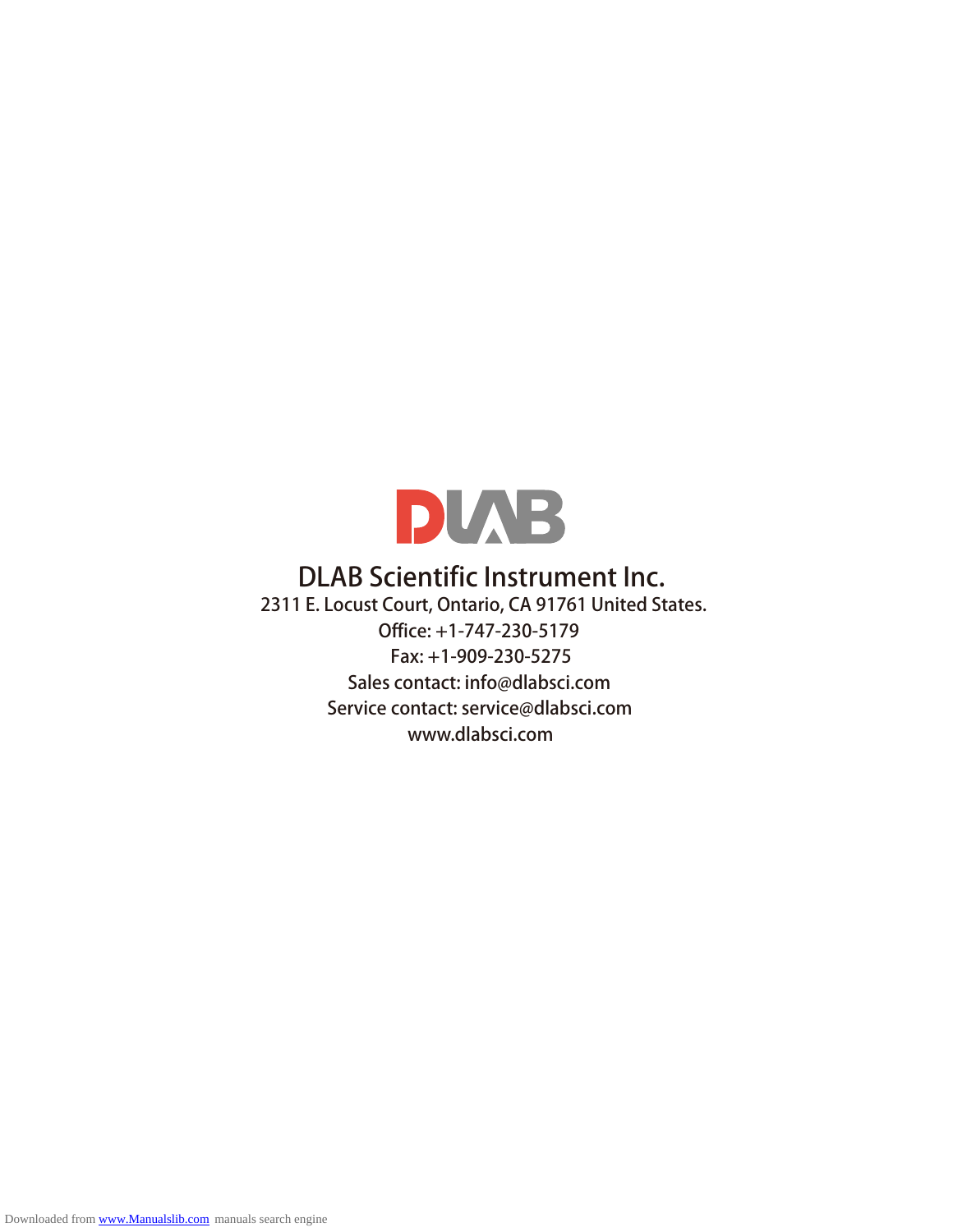DLAB

DLAB Scientific Instrument Inc.

2311 E. Locust Court, Ontario, CA 91761 United States.

Office: +1-747-230-5179

Fax: +1-909-230-5275

Sales contact: info@dlabsci.com

Service contact: service@dlabsci.com

www.dlabsci.com